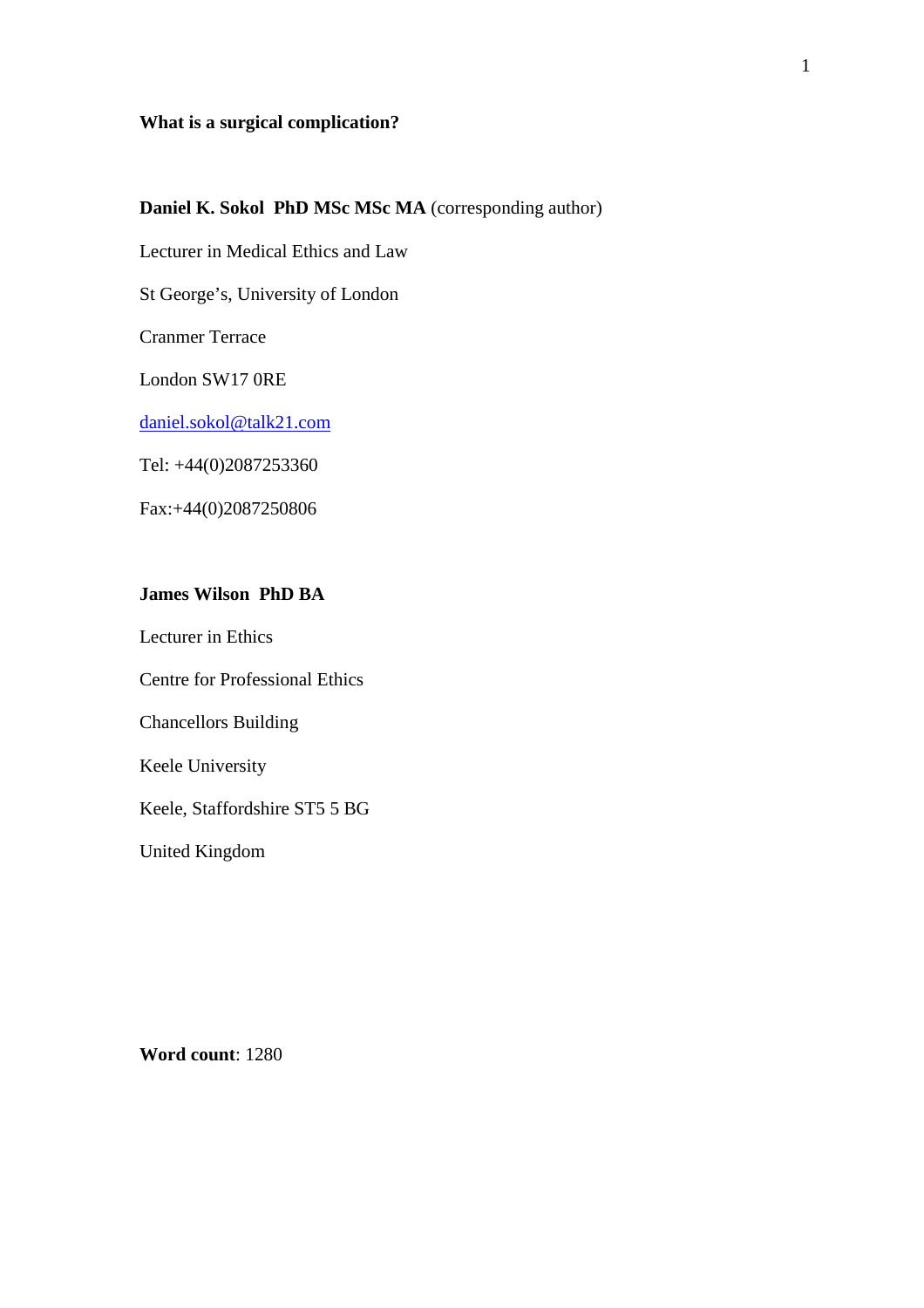# What is a surgical complication?

**Daniel K. Sokol PhD MSc MSc MA** (corresponding author)

Lecturer in Medical Ethics and Law

St George's, University of London

Cranmer Terrace

London SW17 0RE

daniel.sokol@talk21.com

Tel: +44(0)2087253360

Fax:+44(0)2087250806

**James Wilson PhD BA**

Lecturer in Ethics

Centre for Professional Ethics

Chancellors Building

Keele University

Keele, Staffordshire ST5 5 BG

United Kingdom

**Word count**: 1280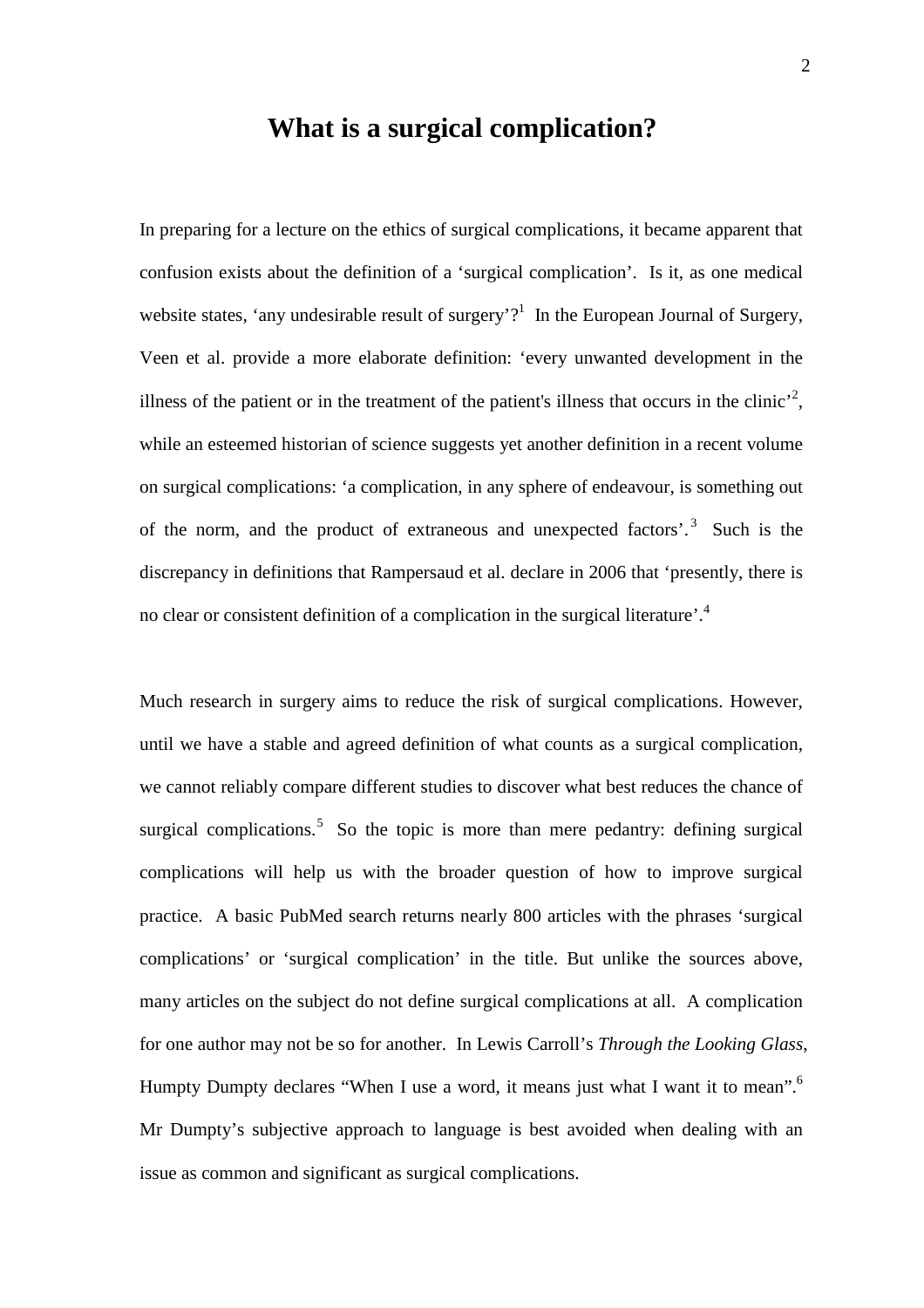# What is a surgical complication?

In preparing for a lecture on the ethics of surgical complications, it became apparent that confusion exists about the definition of a 'surgical complication'. Is it, as one medical website states, 'any undesirable result of surgery'?[1] In the European Journal of Surgery, Veen et al. provide a more elaborate definition: 'every unwanted development in the illness of the patient or in the treatment of the patient's illness that occurs in the clinic'[2], while an esteemed historian of science suggests yet another definition in a recent volume on surgical complications: 'a complication, in any sphere of endeavour, is something out of the norm, and the product of extraneous and unexpected factors'.[3] Such is the discrepancy in definitions that Rampersaud et al. declare in 2006 that 'presently, there is no clear or consistent definition of a complication in the surgical literature'.[4]

Much research in surgery aims to reduce the risk of surgical complications. However, until we have a stable and agreed definition of what counts as a surgical complication, we cannot reliably compare different studies to discover what best reduces the chance of surgical complications.[5] So the topic is more than mere pedantry: defining surgical complications will help us with the broader question of how to improve surgical practice. A basic PubMed search returns nearly 800 articles with the phrases 'surgical complications' or 'surgical complication' in the title. But unlike the sources above, many articles on the subject do not define surgical complications at all. A complication for one author may not be so for another. In Lewis Carroll's *Through the Looking Glass*, Humpty Dumpty declares "When I use a word, it means just what I want it to mean".[6] Mr Dumpty's subjective approach to language is best avoided when dealing with an issue as common and significant as surgical complications.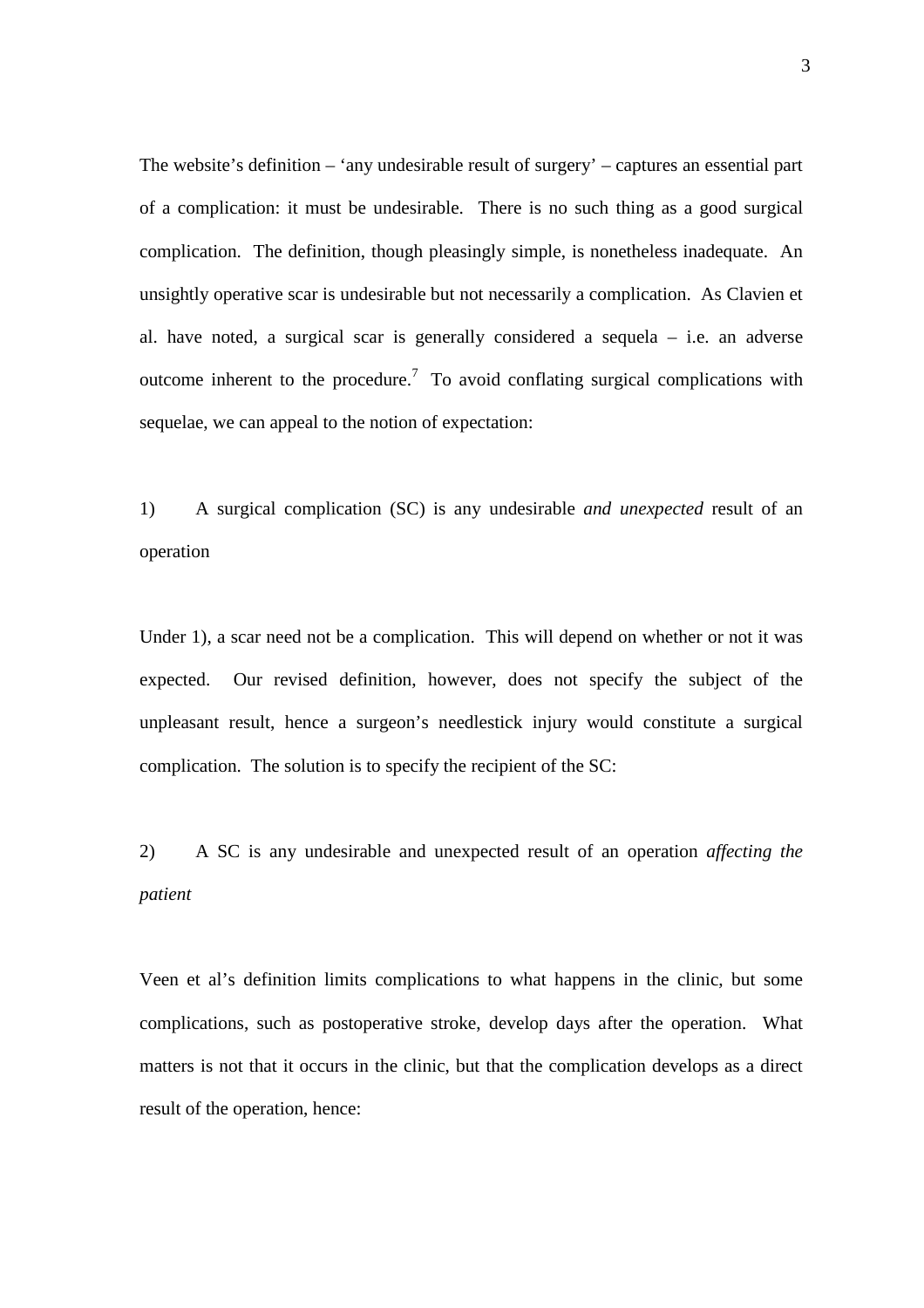The website's definition – 'any undesirable result of surgery' – captures an essential part of a complication: it must be undesirable. There is no such thing as a good surgical complication. The definition, though pleasingly simple, is nonetheless inadequate. An unsightly operative scar is undesirable but not necessarily a complication. As Clavien et al. have noted, a surgical scar is generally considered a sequela – i.e. an adverse outcome inherent to the procedure.[7] To avoid conflating surgical complications with sequelae, we can appeal to the notion of expectation:

1) A surgical complication (SC) is any undesirable *and unexpected* result of an operation

Under 1), a scar need not be a complication. This will depend on whether or not it was expected. Our revised definition, however, does not specify the subject of the unpleasant result, hence a surgeon's needlestick injury would constitute a surgical complication. The solution is to specify the recipient of the SC:

2) A SC is any undesirable and unexpected result of an operation *affecting the patient*

Veen et al's definition limits complications to what happens in the clinic, but some complications, such as postoperative stroke, develop days after the operation. What matters is not that it occurs in the clinic, but that the complication develops as a direct result of the operation, hence: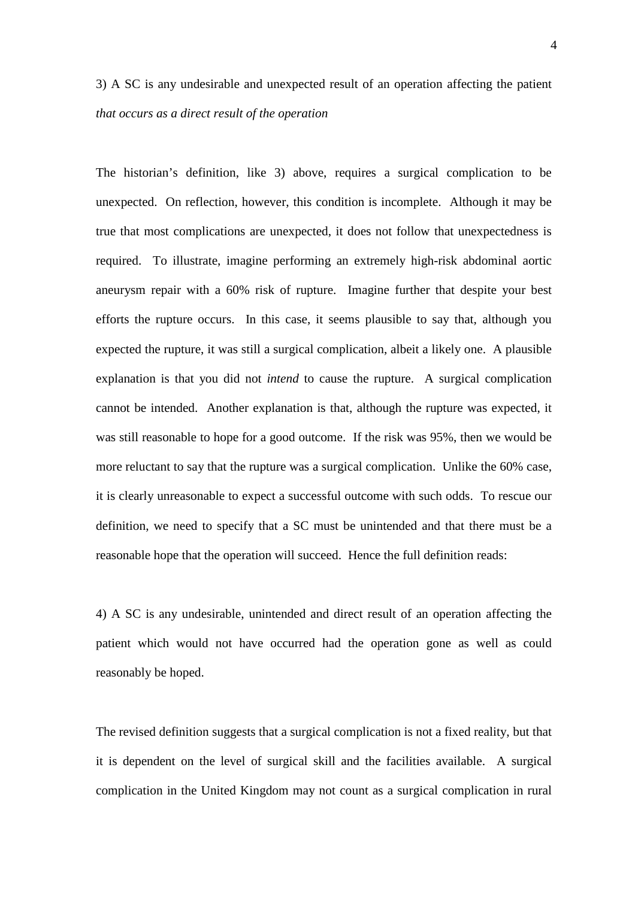3) A SC is any undesirable and unexpected result of an operation affecting the patient *that occurs as a direct result of the operation*

The historian's definition, like 3) above, requires a surgical complication to be unexpected. On reflection, however, this condition is incomplete. Although it may be true that most complications are unexpected, it does not follow that unexpectedness is required. To illustrate, imagine performing an extremely high-risk abdominal aortic aneurysm repair with a 60% risk of rupture. Imagine further that despite your best efforts the rupture occurs. In this case, it seems plausible to say that, although you expected the rupture, it was still a surgical complication, albeit a likely one. A plausible explanation is that you did not *intend* to cause the rupture. A surgical complication cannot be intended. Another explanation is that, although the rupture was expected, it was still reasonable to hope for a good outcome. If the risk was 95%, then we would be more reluctant to say that the rupture was a surgical complication. Unlike the 60% case, it is clearly unreasonable to expect a successful outcome with such odds. To rescue our definition, we need to specify that a SC must be unintended and that there must be a reasonable hope that the operation will succeed. Hence the full definition reads:

4) A SC is any undesirable, unintended and direct result of an operation affecting the patient which would not have occurred had the operation gone as well as could reasonably be hoped.

The revised definition suggests that a surgical complication is not a fixed reality, but that it is dependent on the level of surgical skill and the facilities available. A surgical complication in the United Kingdom may not count as a surgical complication in rural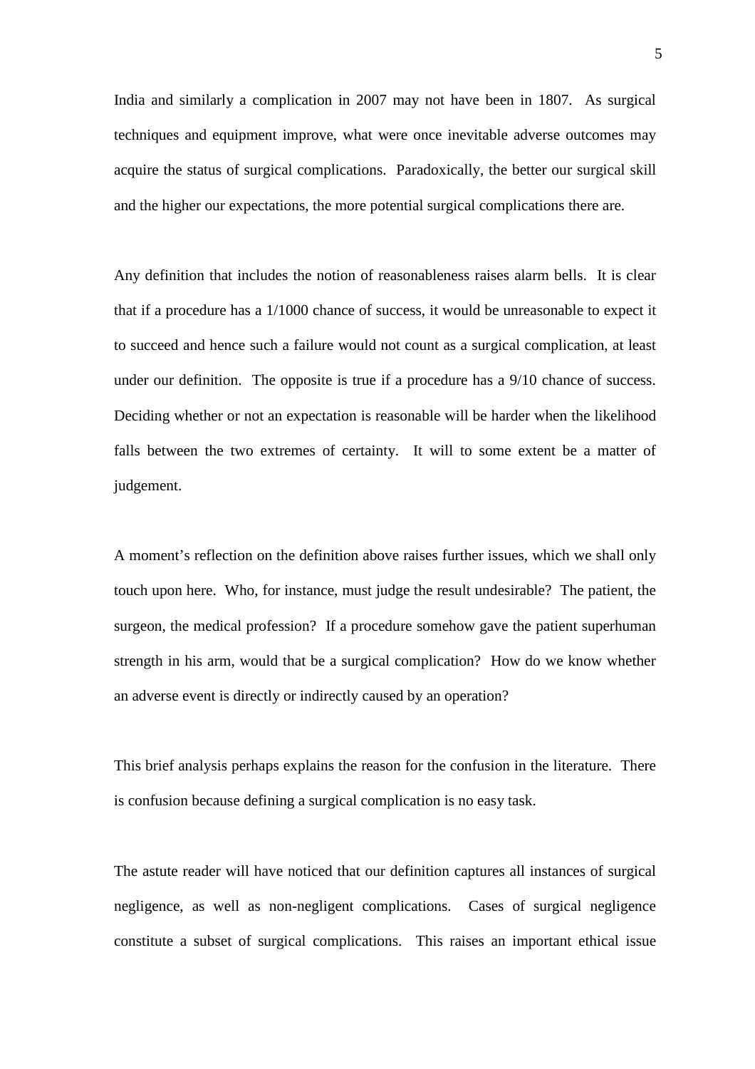India and similarly a complication in 2007 may not have been in 1807. As surgical techniques and equipment improve, what were once inevitable adverse outcomes may acquire the status of surgical complications. Paradoxically, the better our surgical skill and the higher our expectations, the more potential surgical complications there are.

Any definition that includes the notion of reasonableness raises alarm bells. It is clear that if a procedure has a 1/1000 chance of success, it would be unreasonable to expect it to succeed and hence such a failure would not count as a surgical complication, at least under our definition. The opposite is true if a procedure has a 9/10 chance of success. Deciding whether or not an expectation is reasonable will be harder when the likelihood falls between the two extremes of certainty. It will to some extent be a matter of judgement.

A moment's reflection on the definition above raises further issues, which we shall only touch upon here. Who, for instance, must judge the result undesirable? The patient, the surgeon, the medical profession? If a procedure somehow gave the patient superhuman strength in his arm, would that be a surgical complication? How do we know whether an adverse event is directly or indirectly caused by an operation?

This brief analysis perhaps explains the reason for the confusion in the literature. There is confusion because defining a surgical complication is no easy task.

The astute reader will have noticed that our definition captures all instances of surgical negligence, as well as non-negligent complications. Cases of surgical negligence constitute a subset of surgical complications. This raises an important ethical issue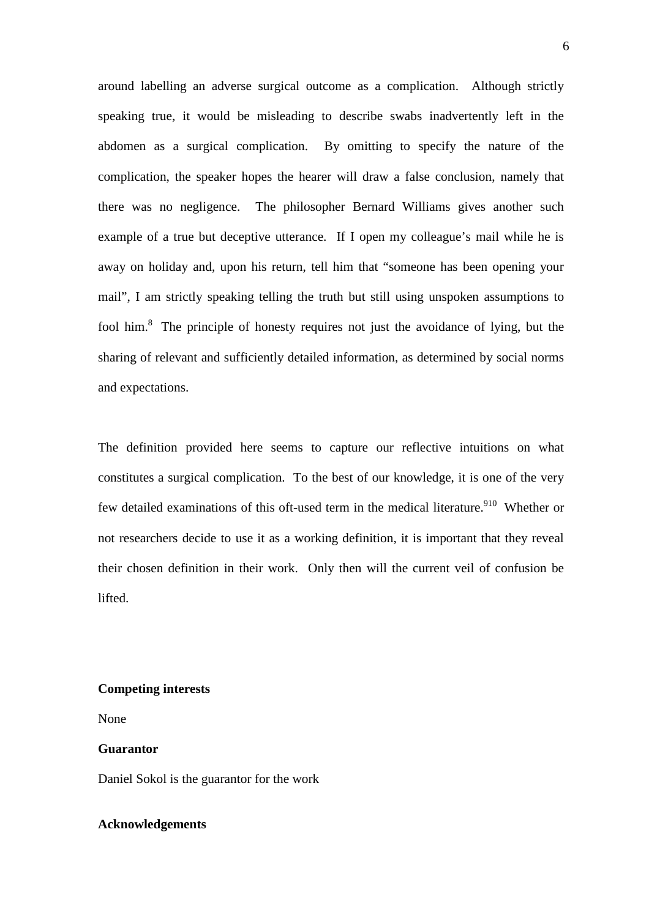around labelling an adverse surgical outcome as a complication. Although strictly speaking true, it would be misleading to describe swabs inadvertently left in the abdomen as a surgical complication. By omitting to specify the nature of the complication, the speaker hopes the hearer will draw a false conclusion, namely that there was no negligence. The philosopher Bernard Williams gives another such example of a true but deceptive utterance. If I open my colleague's mail while he is away on holiday and, upon his return, tell him that "someone has been opening your mail", I am strictly speaking telling the truth but still using unspoken assumptions to fool him.[8] The principle of honesty requires not just the avoidance of lying, but the sharing of relevant and sufficiently detailed information, as determined by social norms and expectations.

The definition provided here seems to capture our reflective intuitions on what constitutes a surgical complication. To the best of our knowledge, it is one of the very few detailed examinations of this oft-used term in the medical literature.[9,10] Whether or not researchers decide to use it as a working definition, it is important that they reveal their chosen definition in their work. Only then will the current veil of confusion be lifted.

**Competing interests**

None

**Guarantor**

Daniel Sokol is the guarantor for the work

**Acknowledgements**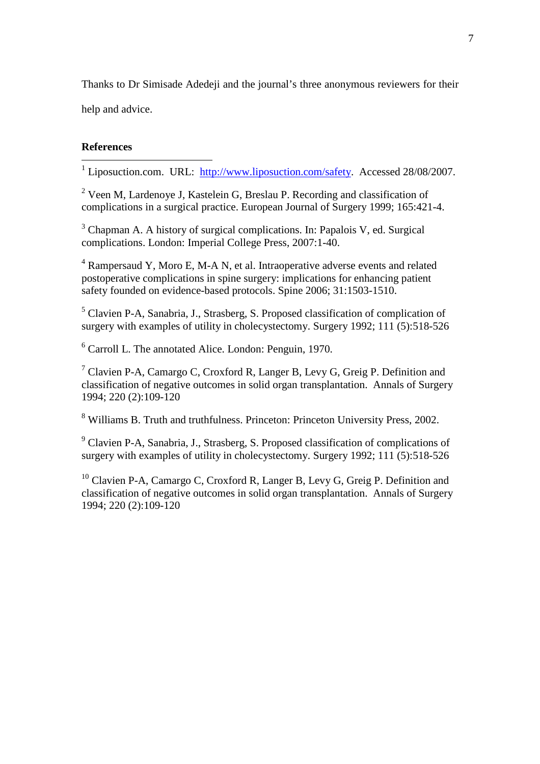Thanks to Dr Simisade Adedeji and the journal's three anonymous reviewers for their help and advice.

**References**

[1] Liposuction.com. URL: http://www.liposuction.com/safety. Accessed 28/08/2007.

[2] Veen M, Lardenoye J, Kastelein G, Breslau P. Recording and classification of complications in a surgical practice. European Journal of Surgery 1999; 165:421-4.

[3] Chapman A. A history of surgical complications. In: Papalois V, ed. Surgical complications. London: Imperial College Press, 2007:1-40.

[4] Rampersaud Y, Moro E, M-A N, et al. Intraoperative adverse events and related postoperative complications in spine surgery: implications for enhancing patient safety founded on evidence-based protocols. Spine 2006; 31:1503-1510.

[5] Clavien P-A, Sanabria, J., Strasberg, S. Proposed classification of complication of surgery with examples of utility in cholecystectomy. Surgery 1992; 111 (5):518-526

[6] Carroll L. The annotated Alice. London: Penguin, 1970.

[7] Clavien P-A, Camargo C, Croxford R, Langer B, Levy G, Greig P. Definition and classification of negative outcomes in solid organ transplantation. Annals of Surgery 1994; 220 (2):109-120

[8] Williams B. Truth and truthfulness. Princeton: Princeton University Press, 2002.

[9] Clavien P-A, Sanabria, J., Strasberg, S. Proposed classification of complications of surgery with examples of utility in cholecystectomy. Surgery 1992; 111 (5):518-526

[10] Clavien P-A, Camargo C, Croxford R, Langer B, Levy G, Greig P. Definition and classification of negative outcomes in solid organ transplantation. Annals of Surgery 1994; 220 (2):109-120